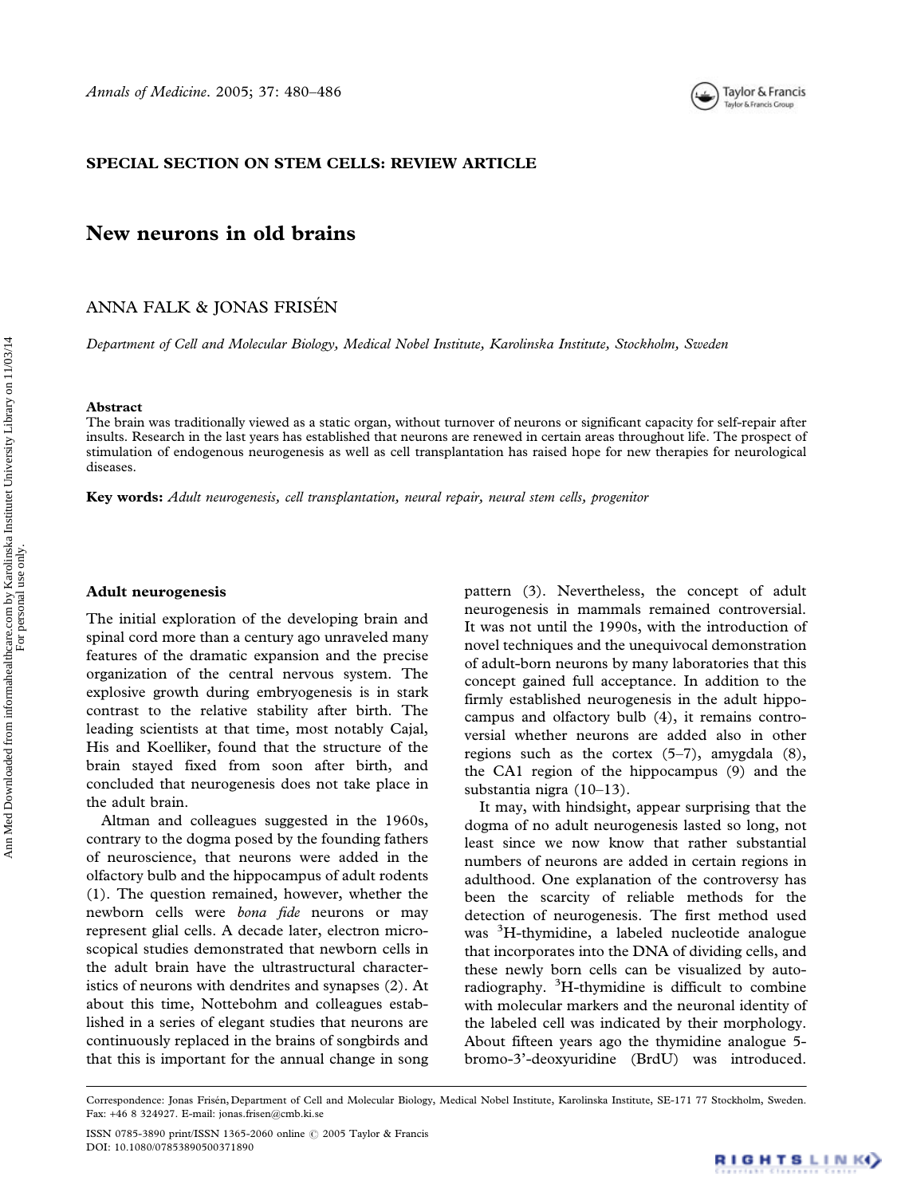SPECIAL SECTION ON STEM CELLS: REVIEW ARTICLE

# New neurons in old brains

ANNA FALK & JONAS FRISÉN

*Department of Cell and Molecular Biology, Medical Nobel Institute, Karolinska Institute, Stockholm, Sweden*

### Abstract

The brain was traditionally viewed as a static organ, without turnover of neurons or significant capacity for self-repair after insults. Research in the last years has established that neurons are renewed in certain areas throughout life. The prospect of stimulation of endogenous neurogenesis as well as cell transplantation has raised hope for new therapies for neurological diseases.

**Key words:** *Adult neurogenesis, cell transplantation, neural repair, neural stem cells, progenitor*

## Adult neurogenesis

The initial exploration of the developing brain and spinal cord more than a century ago unraveled many features of the dramatic expansion and the precise organization of the central nervous system. The explosive growth during embryogenesis is in stark contrast to the relative stability after birth. The leading scientists at that time, most notably Cajal, His and Koelliker, found that the structure of the brain stayed fixed from soon after birth, and concluded that neurogenesis does not take place in the adult brain.

Altman and colleagues suggested in the 1960s, contrary to the dogma posed by the founding fathers of neuroscience, that neurons were added in the olfactory bulb and the hippocampus of adult rodents (1). The question remained, however, whether the newborn cells were *bona fide* neurons or may represent glial cells. A decade later, electron microscopical studies demonstrated that newborn cells in the adult brain have the ultrastructural characteristics of neurons with dendrites and synapses (2). At about this time, Nottebohm and colleagues established in a series of elegant studies that neurons are continuously replaced in the brains of songbirds and that this is important for the annual change in song pattern (3). Nevertheless, the concept of adult neurogenesis in mammals remained controversial. It was not until the 1990s, with the introduction of novel techniques and the unequivocal demonstration of adult-born neurons by many laboratories that this concept gained full acceptance. In addition to the firmly established neurogenesis in the adult hippocampus and olfactory bulb (4), it remains controversial whether neurons are added also in other regions such as the cortex (5–7), amygdala (8), the CA1 region of the hippocampus (9) and the substantia nigra (10–13).

It may, with hindsight, appear surprising that the dogma of no adult neurogenesis lasted so long, not least since we now know that rather substantial numbers of neurons are added in certain regions in adulthood. One explanation of the controversy has been the scarcity of reliable methods for the detection of neurogenesis. The first method used was $^{3}$H-thymidine, a labeled nucleotide analogue that incorporates into the DNA of dividing cells, and these newly born cells can be visualized by autoradiography. $^{3}$H-thymidine is difficult to combine with molecular markers and the neuronal identity of the labeled cell was indicated by their morphology. About fifteen years ago the thymidine analogue 5-bromo-3'-deoxyuridine (BrdU) was introduced.

Correspondence: Jonas Frisén, Department of Cell and Molecular Biology, Medical Nobel Institute, Karolinska Institute, SE-171 77 Stockholm, Sweden. Fax: +46 8 324927. E-mail: jonas.frisen@cmb.ki.se

ISSN 0785-3890 print/ISSN 1365-2060 online © 2005 Taylor & Francis
DOI: 10.1080/07853890500371890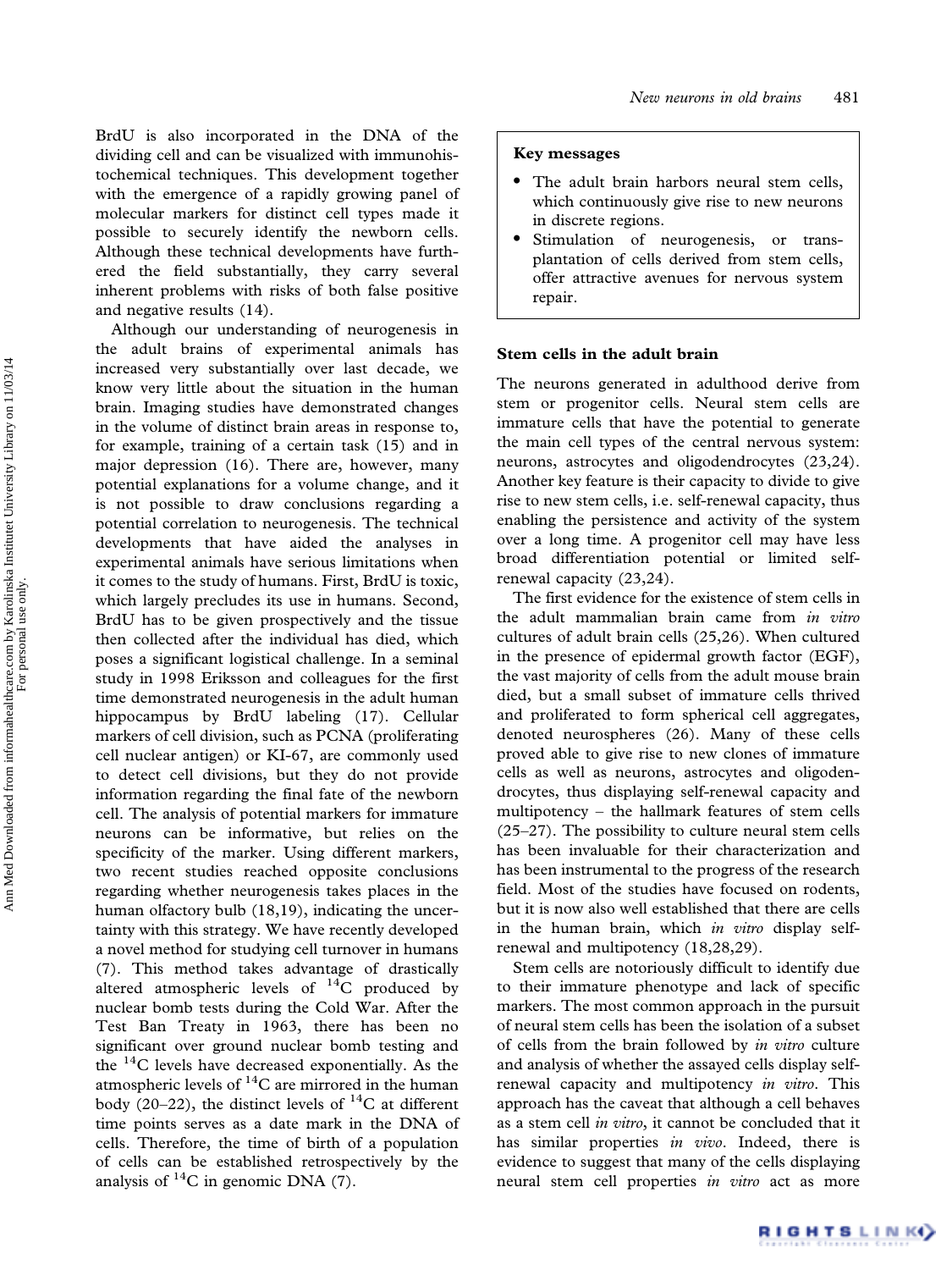BrdU is also incorporated in the DNA of the dividing cell and can be visualized with immunohistochemical techniques. This development together with the emergence of a rapidly growing panel of molecular markers for distinct cell types made it possible to securely identify the newborn cells. Although these technical developments have furthered the field substantially, they carry several inherent problems with risks of both false positive and negative results (14).

Although our understanding of neurogenesis in the adult brains of experimental animals has increased very substantially over last decade, we know very little about the situation in the human brain. Imaging studies have demonstrated changes in the volume of distinct brain areas in response to, for example, training of a certain task (15) and in major depression (16). There are, however, many potential explanations for a volume change, and it is not possible to draw conclusions regarding a potential correlation to neurogenesis. The technical developments that have aided the analyses in experimental animals have serious limitations when it comes to the study of humans. First, BrdU is toxic, which largely precludes its use in humans. Second, BrdU has to be given prospectively and the tissue then collected after the individual has died, which poses a significant logistical challenge. In a seminal study in 1998 Eriksson and colleagues for the first time demonstrated neurogenesis in the adult human hippocampus by BrdU labeling (17). Cellular markers of cell division, such as PCNA (proliferating cell nuclear antigen) or KI-67, are commonly used to detect cell divisions, but they do not provide information regarding the final fate of the newborn cell. The analysis of potential markers for immature neurons can be informative, but relies on the specificity of the marker. Using different markers, two recent studies reached opposite conclusions regarding whether neurogenesis takes places in the human olfactory bulb (18,19), indicating the uncertainty with this strategy. We have recently developed a novel method for studying cell turnover in humans (7). This method takes advantage of drastically altered atmospheric levels of $^{14}C$ produced by nuclear bomb tests during the Cold War. After the Test Ban Treaty in 1963, there has been no significant over ground nuclear bomb testing and the $^{14}C$ levels have decreased exponentially. As the atmospheric levels of $^{14}C$ are mirrored in the human body (20–22), the distinct levels of $^{14}C$ at different time points serves as a date mark in the DNA of cells. Therefore, the time of birth of a population of cells can be established retrospectively by the analysis of $^{14}C$ in genomic DNA (7).

**Key messages**

- The adult brain harbors neural stem cells, which continuously give rise to new neurons in discrete regions.
- Stimulation of neurogenesis, or transplantation of cells derived from stem cells, offer attractive avenues for nervous system repair.

## Stem cells in the adult brain

The neurons generated in adulthood derive from stem or progenitor cells. Neural stem cells are immature cells that have the potential to generate the main cell types of the central nervous system: neurons, astrocytes and oligodendrocytes (23,24). Another key feature is their capacity to divide to give rise to new stem cells, i.e. self-renewal capacity, thus enabling the persistence and activity of the system over a long time. A progenitor cell may have less broad differentiation potential or limited self-renewal capacity (23,24).

The first evidence for the existence of stem cells in the adult mammalian brain came from *in vitro* cultures of adult brain cells (25,26). When cultured in the presence of epidermal growth factor (EGF), the vast majority of cells from the adult mouse brain died, but a small subset of immature cells thrived and proliferated to form spherical cell aggregates, denoted neurospheres (26). Many of these cells proved able to give rise to new clones of immature cells as well as neurons, astrocytes and oligodendrocytes, thus displaying self-renewal capacity and multipotency – the hallmark features of stem cells (25–27). The possibility to culture neural stem cells has been invaluable for their characterization and has been instrumental to the progress of the research field. Most of the studies have focused on rodents, but it is now also well established that there are cells in the human brain, which *in vitro* display self-renewal and multipotency (18,28,29).

Stem cells are notoriously difficult to identify due to their immature phenotype and lack of specific markers. The most common approach in the pursuit of neural stem cells has been the isolation of a subset of cells from the brain followed by *in vitro* culture and analysis of whether the assayed cells display self-renewal capacity and multipotency *in vitro*. This approach has the caveat that although a cell behaves as a stem cell *in vitro*, it cannot be concluded that it has similar properties *in vivo*. Indeed, there is evidence to suggest that many of the cells displaying neural stem cell properties *in vitro* act as more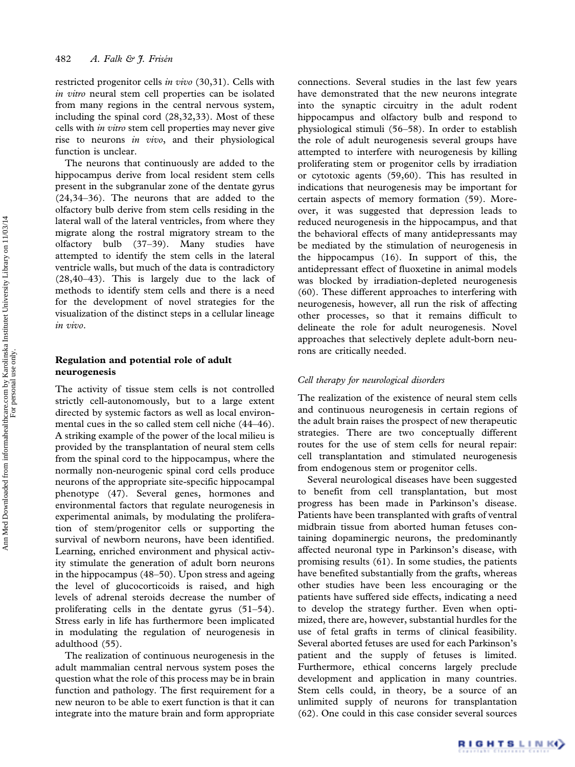restricted progenitor cells *in vivo* (30,31). Cells with *in vitro* neural stem cell properties can be isolated from many regions in the central nervous system, including the spinal cord (28,32,33). Most of these cells with *in vitro* stem cell properties may never give rise to neurons *in vivo*, and their physiological function is unclear.

The neurons that continuously are added to the hippocampus derive from local resident stem cells present in the subgranular zone of the dentate gyrus (24,34–36). The neurons that are added to the olfactory bulb derive from stem cells residing in the lateral wall of the lateral ventricles, from where they migrate along the rostral migratory stream to the olfactory bulb (37–39). Many studies have attempted to identify the stem cells in the lateral ventricle walls, but much of the data is contradictory (28,40–43). This is largely due to the lack of methods to identify stem cells and there is a need for the development of novel strategies for the visualization of the distinct steps in a cellular lineage *in vivo*.

## Regulation and potential role of adult neurogenesis

The activity of tissue stem cells is not controlled strictly cell-autonomously, but to a large extent directed by systemic factors as well as local environmental cues in the so called stem cell niche (44–46). A striking example of the power of the local milieu is provided by the transplantation of neural stem cells from the spinal cord to the hippocampus, where the normally non-neurogenic spinal cord cells produce neurons of the appropriate site-specific hippocampal phenotype (47). Several genes, hormones and environmental factors that regulate neurogenesis in experimental animals, by modulating the proliferation of stem/progenitor cells or supporting the survival of newborn neurons, have been identified. Learning, enriched environment and physical activity stimulate the generation of adult born neurons in the hippocampus (48–50). Upon stress and ageing the level of glucocorticoids is raised, and high levels of adrenal steroids decrease the number of proliferating cells in the dentate gyrus (51–54). Stress early in life has furthermore been implicated in modulating the regulation of neurogenesis in adulthood (55).

The realization of continuous neurogenesis in the adult mammalian central nervous system poses the question what the role of this process may be in brain function and pathology. The first requirement for a new neuron to be able to exert function is that it can integrate into the mature brain and form appropriate connections. Several studies in the last few years have demonstrated that the new neurons integrate into the synaptic circuitry in the adult rodent hippocampus and olfactory bulb and respond to physiological stimuli (56–58). In order to establish the role of adult neurogenesis several groups have attempted to interfere with neurogenesis by killing proliferating stem or progenitor cells by irradiation or cytotoxic agents (59,60). This has resulted in indications that neurogenesis may be important for certain aspects of memory formation (59). Moreover, it was suggested that depression leads to reduced neurogenesis in the hippocampus, and that the behavioral effects of many antidepressants may be mediated by the stimulation of neurogenesis in the hippocampus (16). In support of this, the antidepressant effect of fluoxetine in animal models was blocked by irradiation-depleted neurogenesis (60). These different approaches to interfering with neurogenesis, however, all run the risk of affecting other processes, so that it remains difficult to delineate the role for adult neurogenesis. Novel approaches that selectively deplete adult-born neurons are critically needed.

### *Cell therapy for neurological disorders*

The realization of the existence of neural stem cells and continuous neurogenesis in certain regions of the adult brain raises the prospect of new therapeutic strategies. There are two conceptually different routes for the use of stem cells for neural repair: cell transplantation and stimulated neurogenesis from endogenous stem or progenitor cells.

Several neurological diseases have been suggested to benefit from cell transplantation, but most progress has been made in Parkinson's disease. Patients have been transplanted with grafts of ventral midbrain tissue from aborted human fetuses containing dopaminergic neurons, the predominantly affected neuronal type in Parkinson's disease, with promising results (61). In some studies, the patients have benefited substantially from the grafts, whereas other studies have been less encouraging or the patients have suffered side effects, indicating a need to develop the strategy further. Even when optimized, there are, however, substantial hurdles for the use of fetal grafts in terms of clinical feasibility. Several aborted fetuses are used for each Parkinson's patient and the supply of fetuses is limited. Furthermore, ethical concerns largely preclude development and application in many countries. Stem cells could, in theory, be a source of an unlimited supply of neurons for transplantation (62). One could in this case consider several sources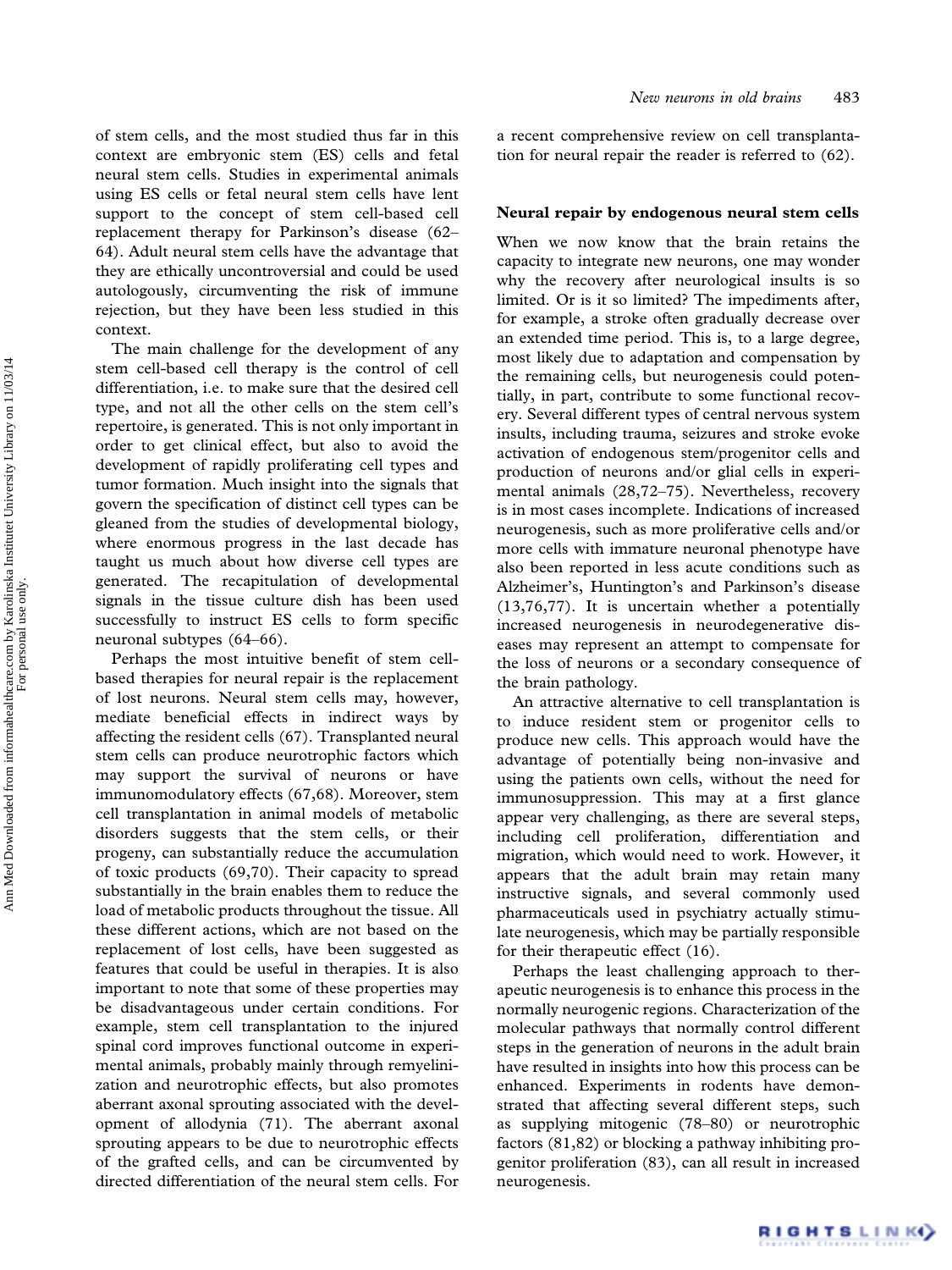of stem cells, and the most studied thus far in this context are embryonic stem (ES) cells and fetal neural stem cells. Studies in experimental animals using ES cells or fetal neural stem cells have lent support to the concept of stem cell-based cell replacement therapy for Parkinson's disease (62–64). Adult neural stem cells have the advantage that they are ethically uncontroversial and could be used autologously, circumventing the risk of immune rejection, but they have been less studied in this context.

The main challenge for the development of any stem cell-based cell therapy is the control of cell differentiation, i.e. to make sure that the desired cell type, and not all the other cells on the stem cell's repertoire, is generated. This is not only important in order to get clinical effect, but also to avoid the development of rapidly proliferating cell types and tumor formation. Much insight into the signals that govern the specification of distinct cell types can be gleaned from the studies of developmental biology, where enormous progress in the last decade has taught us much about how diverse cell types are generated. The recapitulation of developmental signals in the tissue culture dish has been used successfully to instruct ES cells to form specific neuronal subtypes (64–66).

Perhaps the most intuitive benefit of stem cell-based therapies for neural repair is the replacement of lost neurons. Neural stem cells may, however, mediate beneficial effects in indirect ways by affecting the resident cells (67). Transplanted neural stem cells can produce neurotrophic factors which may support the survival of neurons or have immunomodulatory effects (67,68). Moreover, stem cell transplantation in animal models of metabolic disorders suggests that the stem cells, or their progeny, can substantially reduce the accumulation of toxic products (69,70). Their capacity to spread substantially in the brain enables them to reduce the load of metabolic products throughout the tissue. All these different actions, which are not based on the replacement of lost cells, have been suggested as features that could be useful in therapies. It is also important to note that some of these properties may be disadvantageous under certain conditions. For example, stem cell transplantation to the injured spinal cord improves functional outcome in experimental animals, probably mainly through remyelinization and neurotrophic effects, but also promotes aberrant axonal sprouting associated with the development of allodynia (71). The aberrant axonal sprouting appears to be due to neurotrophic effects of the grafted cells, and can be circumvented by directed differentiation of the neural stem cells. For a recent comprehensive review on cell transplantation for neural repair the reader is referred to (62).

## Neural repair by endogenous neural stem cells

When we now know that the brain retains the capacity to integrate new neurons, one may wonder why the recovery after neurological insults is so limited. Or is it so limited? The impediments after, for example, a stroke often gradually decrease over an extended time period. This is, to a large degree, most likely due to adaptation and compensation by the remaining cells, but neurogenesis could potentially, in part, contribute to some functional recovery. Several different types of central nervous system insults, including trauma, seizures and stroke evoke activation of endogenous stem/progenitor cells and production of neurons and/or glial cells in experimental animals (28,72–75). Nevertheless, recovery is in most cases incomplete. Indications of increased neurogenesis, such as more proliferative cells and/or more cells with immature neuronal phenotype have also been reported in less acute conditions such as Alzheimer's, Huntington's and Parkinson's disease (13,76,77). It is uncertain whether a potentially increased neurogenesis in neurodegenerative diseases may represent an attempt to compensate for the loss of neurons or a secondary consequence of the brain pathology.

An attractive alternative to cell transplantation is to induce resident stem or progenitor cells to produce new cells. This approach would have the advantage of potentially being non-invasive and using the patients own cells, without the need for immunosuppression. This may at a first glance appear very challenging, as there are several steps, including cell proliferation, differentiation and migration, which would need to work. However, it appears that the adult brain may retain many instructive signals, and several commonly used pharmaceuticals used in psychiatry actually stimulate neurogenesis, which may be partially responsible for their therapeutic effect (16).

Perhaps the least challenging approach to therapeutic neurogenesis is to enhance this process in the normally neurogenic regions. Characterization of the molecular pathways that normally control different steps in the generation of neurons in the adult brain have resulted in insights into how this process can be enhanced. Experiments in rodents have demonstrated that affecting several different steps, such as supplying mitogenic (78–80) or neurotrophic factors (81,82) or blocking a pathway inhibiting progenitor proliferation (83), can all result in increased neurogenesis.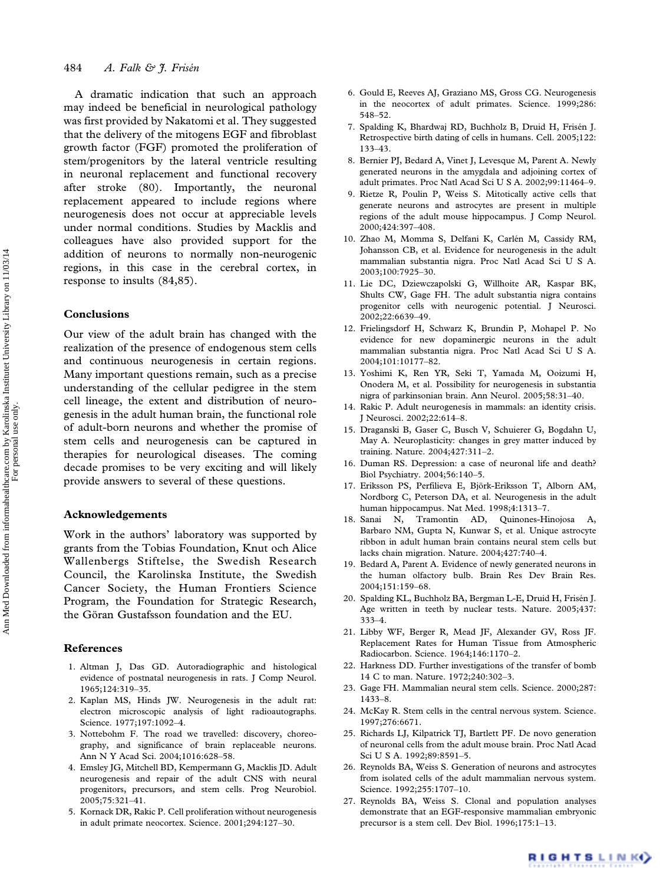A dramatic indication that such an approach may indeed be beneficial in neurological pathology was first provided by Nakatomi et al. They suggested that the delivery of the mitogens EGF and fibroblast growth factor (FGF) promoted the proliferation of stem/progenitors by the lateral ventricle resulting in neuronal replacement and functional recovery after stroke (80). Importantly, the neuronal replacement appeared to include regions where neurogenesis does not occur at appreciable levels under normal conditions. Studies by Macklis and colleagues have also provided support for the addition of neurons to normally non-neurogenic regions, in this case in the cerebral cortex, in response to insults (84,85).

## Conclusions

Our view of the adult brain has changed with the realization of the presence of endogenous stem cells and continuous neurogenesis in certain regions. Many important questions remain, such as a precise understanding of the cellular pedigree in the stem cell lineage, the extent and distribution of neurogenesis in the adult human brain, the functional role of adult-born neurons and whether the promise of stem cells and neurogenesis can be captured in therapies for neurological diseases. The coming decade promises to be very exciting and will likely provide answers to several of these questions.

## Acknowledgements

Work in the authors' laboratory was supported by grants from the Tobias Foundation, Knut och Alice Wallenbergs Stiftelse, the Swedish Research Council, the Karolinska Institute, the Swedish Cancer Society, the Human Frontiers Science Program, the Foundation for Strategic Research, the Göran Gustafsson foundation and the EU.

## References

1. Altman J, Das GD. Autoradiographic and histological evidence of postnatal neurogenesis in rats. J Comp Neurol. 1965;124:319–35.
2. Kaplan MS, Hinds JW. Neurogenesis in the adult rat: electron microscopic analysis of light radioautographs. Science. 1977;197:1092–4.
3. Nottebohm F. The road we travelled: discovery, choreography, and significance of brain replaceable neurons. Ann N Y Acad Sci. 2004;1016:628–58.
4. Emsley JG, Mitchell BD, Kempermann G, Macklis JD. Adult neurogenesis and repair of the adult CNS with neural progenitors, precursors, and stem cells. Prog Neurobiol. 2005;75:321–41.
5. Kornack DR, Rakic P. Cell proliferation without neurogenesis in adult primate neocortex. Science. 2001;294:127–30.
6. Gould E, Reeves AJ, Graziano MS, Gross CG. Neurogenesis in the neocortex of adult primates. Science. 1999;286:548–52.
7. Spalding K, Bhardwaj RD, Buchholz B, Druid H, Frisén J. Retrospective birth dating of cells in humans. Cell. 2005;122:133–43.
8. Bernier PJ, Bedard A, Vinet J, Levesque M, Parent A. Newly generated neurons in the amygdala and adjoining cortex of adult primates. Proc Natl Acad Sci U S A. 2002;99:11464–9.
9. Rietze R, Poulin P, Weiss S. Mitotically active cells that generate neurons and astrocytes are present in multiple regions of the adult mouse hippocampus. J Comp Neurol. 2000;424:397–408.
10. Zhao M, Momma S, Delfani K, Carlén M, Cassidy RM, Johansson CB, et al. Evidence for neurogenesis in the adult mammalian substantia nigra. Proc Natl Acad Sci U S A. 2003;100:7925–30.
11. Lie DC, Dziewczapolski G, Willhoite AR, Kaspar BK, Shults CW, Gage FH. The adult substantia nigra contains progenitor cells with neurogenic potential. J Neurosci. 2002;22:6639–49.
12. Frielingsdorf H, Schwarz K, Brundin P, Mohapel P. No evidence for new dopaminergic neurons in the adult mammalian substantia nigra. Proc Natl Acad Sci U S A. 2004;101:10177–82.
13. Yoshimi K, Ren YR, Seki T, Yamada M, Ooizumi H, Onodera M, et al. Possibility for neurogenesis in substantia nigra of parkinsonian brain. Ann Neurol. 2005;58:31–40.
14. Rakic P. Adult neurogenesis in mammals: an identity crisis. J Neurosci. 2002;22:614–8.
15. Draganski B, Gaser C, Busch V, Schuierer G, Bogdahn U, May A. Neuroplasticity: changes in grey matter induced by training. Nature. 2004;427:311–2.
16. Duman RS. Depression: a case of neuronal life and death? Biol Psychiatry. 2004;56:140–5.
17. Eriksson PS, Perfilieva E, Björk-Eriksson T, Alborn AM, Nordborg C, Peterson DA, et al. Neurogenesis in the adult human hippocampus. Nat Med. 1998;4:1313–7.
18. Sanai N, Tramontin AD, Quinones-Hinojosa A, Barbaro NM, Gupta N, Kunwar S, et al. Unique astrocyte ribbon in adult human brain contains neural stem cells but lacks chain migration. Nature. 2004;427:740–4.
19. Bedard A, Parent A. Evidence of newly generated neurons in the human olfactory bulb. Brain Res Dev Brain Res. 2004;151:159–68.
20. Spalding KL, Buchholz BA, Bergman L-E, Druid H, Frisén J. Age written in teeth by nuclear tests. Nature. 2005;437:333–4.
21. Libby WF, Berger R, Mead JF, Alexander GV, Ross JF. Replacement Rates for Human Tissue from Atmospheric Radiocarbon. Science. 1964;146:1170–2.
22. Harkness DD. Further investigations of the transfer of bomb 14 C to man. Nature. 1972;240:302–3.
23. Gage FH. Mammalian neural stem cells. Science. 2000;287:1433–8.
24. McKay R. Stem cells in the central nervous system. Science. 1997;276:6671.
25. Richards LJ, Kilpatrick TJ, Bartlett PF. De novo generation of neuronal cells from the adult mouse brain. Proc Natl Acad Sci U S A. 1992;89:8591–5.
26. Reynolds BA, Weiss S. Generation of neurons and astrocytes from isolated cells of the adult mammalian nervous system. Science. 1992;255:1707–10.
27. Reynolds BA, Weiss S. Clonal and population analyses demonstrate that an EGF-responsive mammalian embryonic precursor is a stem cell. Dev Biol. 1996;175:1–13.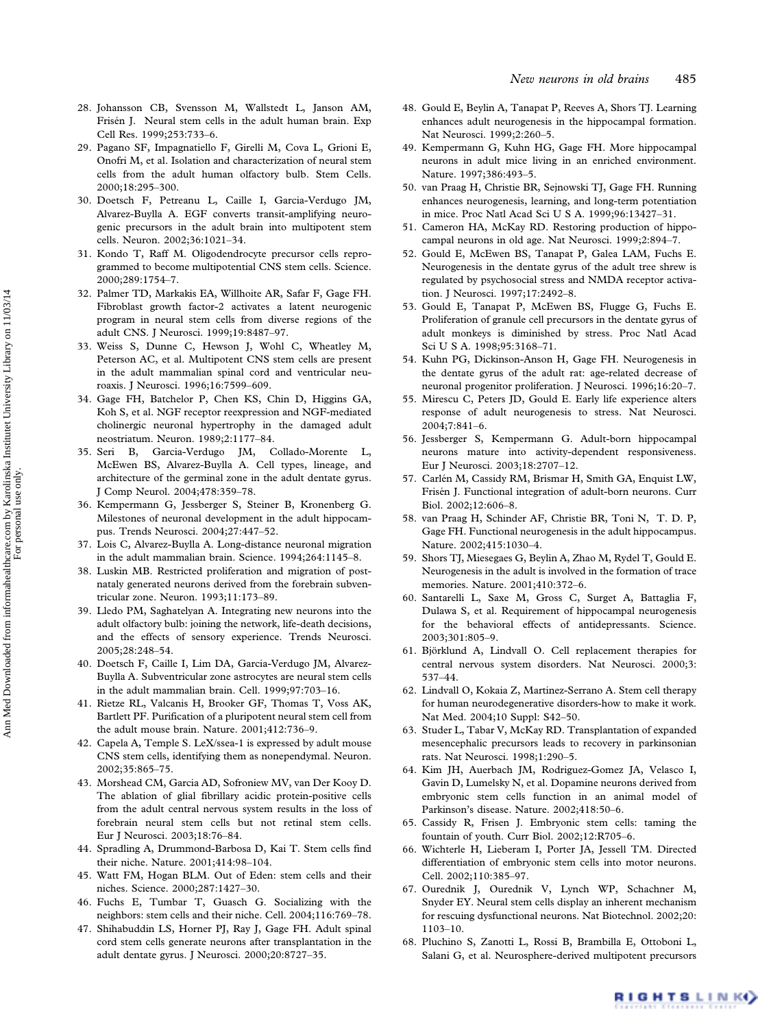28. Johansson CB, Svensson M, Wallstedt L, Janson AM, Frisén J. Neural stem cells in the adult human brain. Exp Cell Res. 1999;253:733–6.
29. Pagano SF, Impagnatiello F, Girelli M, Cova L, Grioni E, Onofri M, et al. Isolation and characterization of neural stem cells from the adult human olfactory bulb. Stem Cells. 2000;18:295–300.
30. Doetsch F, Petreanu L, Caille I, Garcia-Verdugo JM, Alvarez-Buylla A. EGF converts transit-amplifying neurogenic precursors in the adult brain into multipotent stem cells. Neuron. 2002;36:1021–34.
31. Kondo T, Raff M. Oligodendrocyte precursor cells reprogrammed to become multipotential CNS stem cells. Science. 2000;289:1754–7.
32. Palmer TD, Markakis EA, Willhoite AR, Safar F, Gage FH. Fibroblast growth factor-2 activates a latent neurogenic program in neural stem cells from diverse regions of the adult CNS. J Neurosci. 1999;19:8487–97.
33. Weiss S, Dunne C, Hewson J, Wohl C, Wheatley M, Peterson AC, et al. Multipotent CNS stem cells are present in the adult mammalian spinal cord and ventricular neuroaxis. J Neurosci. 1996;16:7599–609.
34. Gage FH, Batchelor P, Chen KS, Chin D, Higgins GA, Koh S, et al. NGF receptor reexpression and NGF-mediated cholinergic neuronal hypertrophy in the damaged adult neostriatum. Neuron. 1989;2:1177–84.
35. Seri B, Garcia-Verdugo JM, Collado-Morente L, McEwen BS, Alvarez-Buylla A. Cell types, lineage, and architecture of the germinal zone in the adult dentate gyrus. J Comp Neurol. 2004;478:359–78.
36. Kempermann G, Jessberger S, Steiner B, Kronenberg G. Milestones of neuronal development in the adult hippocampus. Trends Neurosci. 2004;27:447–52.
37. Lois C, Alvarez-Buylla A. Long-distance neuronal migration in the adult mammalian brain. Science. 1994;264:1145–8.
38. Luskin MB. Restricted proliferation and migration of postnataly generated neurons derived from the forebrain subventricular zone. Neuron. 1993;11:173–89.
39. Lledo PM, Saghatelyan A. Integrating new neurons into the adult olfactory bulb: joining the network, life-death decisions, and the effects of sensory experience. Trends Neurosci. 2005;28:248–54.
40. Doetsch F, Caille I, Lim DA, Garcia-Verdugo JM, Alvarez-Buylla A. Subventricular zone astrocytes are neural stem cells in the adult mammalian brain. Cell. 1999;97:703–16.
41. Rietze RL, Valcanis H, Brooker GF, Thomas T, Voss AK, Bartlett PF. Purification of a pluripotent neural stem cell from the adult mouse brain. Nature. 2001;412:736–9.
42. Capela A, Temple S. LeX/ssea-1 is expressed by adult mouse CNS stem cells, identifying them as nonependymal. Neuron. 2002;35:865–75.
43. Morshead CM, Garcia AD, Sofroniew MV, van Der Kooy D. The ablation of glial fibrillary acidic protein-positive cells from the adult central nervous system results in the loss of forebrain neural stem cells but not retinal stem cells. Eur J Neurosci. 2003;18:76–84.
44. Spradling A, Drummond-Barbosa D, Kai T. Stem cells find their niche. Nature. 2001;414:98–104.
45. Watt FM, Hogan BLM. Out of Eden: stem cells and their niches. Science. 2000;287:1427–30.
46. Fuchs E, Tumbar T, Guasch G. Socializing with the neighbors: stem cells and their niche. Cell. 2004;116:769–78.
47. Shihabuddin LS, Horner PJ, Ray J, Gage FH. Adult spinal cord stem cells generate neurons after transplantation in the adult dentate gyrus. J Neurosci. 2000;20:8727–35.
48. Gould E, Beylin A, Tanapat P, Reeves A, Shors TJ. Learning enhances adult neurogenesis in the hippocampal formation. Nat Neurosci. 1999;2:260–5.
49. Kempermann G, Kuhn HG, Gage FH. More hippocampal neurons in adult mice living in an enriched environment. Nature. 1997;386:493–5.
50. van Praag H, Christie BR, Sejnowski TJ, Gage FH. Running enhances neurogenesis, learning, and long-term potentiation in mice. Proc Natl Acad Sci U S A. 1999;96:13427–31.
51. Cameron HA, McKay RD. Restoring production of hippocampal neurons in old age. Nat Neurosci. 1999;2:894–7.
52. Gould E, McEwen BS, Tanapat P, Galea LAM, Fuchs E. Neurogenesis in the dentate gyrus of the adult tree shrew is regulated by psychosocial stress and NMDA receptor activation. J Neurosci. 1997;17:2492–8.
53. Gould E, Tanapat P, McEwen BS, Flugge G, Fuchs E. Proliferation of granule cell precursors in the dentate gyrus of adult monkeys is diminished by stress. Proc Natl Acad Sci U S A. 1998;95:3168–71.
54. Kuhn PG, Dickinson-Anson H, Gage FH. Neurogenesis in the dentate gyrus of the adult rat: age-related decrease of neuronal progenitor proliferation. J Neurosci. 1996;16:20–7.
55. Mirescu C, Peters JD, Gould E. Early life experience alters response of adult neurogenesis to stress. Nat Neurosci. 2004;7:841–6.
56. Jessberger S, Kempermann G. Adult-born hippocampal neurons mature into activity-dependent responsiveness. Eur J Neurosci. 2003;18:2707–12.
57. Carlén M, Cassidy RM, Brismar H, Smith GA, Enquist LW, Frisén J. Functional integration of adult-born neurons. Curr Biol. 2002;12:606–8.
58. van Praag H, Schinder AF, Christie BR, Toni N, T. D. P, Gage FH. Functional neurogenesis in the adult hippocampus. Nature. 2002;415:1030–4.
59. Shors TJ, Miesegaes G, Beylin A, Zhao M, Rydel T, Gould E. Neurogenesis in the adult is involved in the formation of trace memories. Nature. 2001;410:372–6.
60. Santarelli L, Saxe M, Gross C, Surget A, Battaglia F, Dulawa S, et al. Requirement of hippocampal neurogenesis for the behavioral effects of antidepressants. Science. 2003;301:805–9.
61. Björklund A, Lindvall O. Cell replacement therapies for central nervous system disorders. Nat Neurosci. 2000;3:537–44.
62. Lindvall O, Kokaia Z, Martinez-Serrano A. Stem cell therapy for human neurodegenerative disorders-how to make it work. Nat Med. 2004;10 Suppl: S42–50.
63. Studer L, Tabar V, McKay RD. Transplantation of expanded mesencephalic precursors leads to recovery in parkinsonian rats. Nat Neurosci. 1998;1:290–5.
64. Kim JH, Auerbach JM, Rodriguez-Gomez JA, Velasco I, Gavin D, Lumelsky N, et al. Dopamine neurons derived from embryonic stem cells function in an animal model of Parkinson's disease. Nature. 2002;418:50–6.
65. Cassidy R, Frisen J. Embryonic stem cells: taming the fountain of youth. Curr Biol. 2002;12:R705–6.
66. Wichterle H, Lieberam I, Porter JA, Jessell TM. Directed differentiation of embryonic stem cells into motor neurons. Cell. 2002;110:385–97.
67. Ourednik J, Ourednik V, Lynch WP, Schachner M, Snyder EY. Neural stem cells display an inherent mechanism for rescuing dysfunctional neurons. Nat Biotechnol. 2002;20:1103–10.
68. Pluchino S, Zanotti L, Rossi B, Brambilla E, Ottoboni L, Salani G, et al. Neurosphere-derived multipotent precursors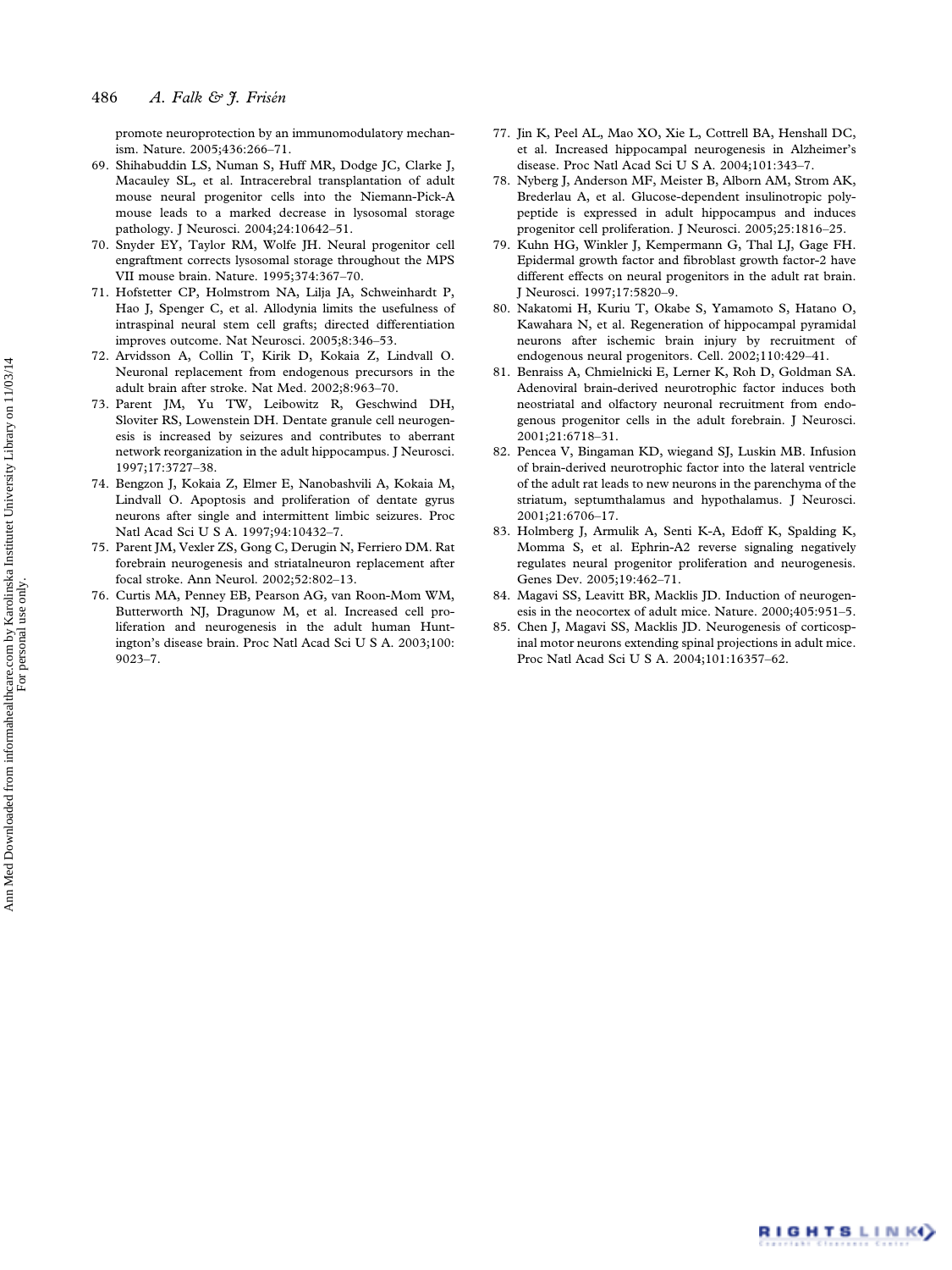promote neuroprotection by an immunomodulatory mechanism. Nature. 2005;436:266–71.

69. Shihabuddin LS, Numan S, Huff MR, Dodge JC, Clarke J, Macauley SL, et al. Intracerebral transplantation of adult mouse neural progenitor cells into the Niemann-Pick-A mouse leads to a marked decrease in lysosomal storage pathology. J Neurosci. 2004;24:10642–51.
70. Snyder EY, Taylor RM, Wolfe JH. Neural progenitor cell engraftment corrects lysosomal storage throughout the MPS VII mouse brain. Nature. 1995;374:367–70.
71. Hofstetter CP, Holmstrom NA, Lilja JA, Schweinhardt P, Hao J, Spenger C, et al. Allodynia limits the usefulness of intraspinal neural stem cell grafts; directed differentiation improves outcome. Nat Neurosci. 2005;8:346–53.
72. Arvidsson A, Collin T, Kirik D, Kokaia Z, Lindvall O. Neuronal replacement from endogenous precursors in the adult brain after stroke. Nat Med. 2002;8:963–70.
73. Parent JM, Yu TW, Leibowitz R, Geschwind DH, Sloviter RS, Lowenstein DH. Dentate granule cell neurogenesis is increased by seizures and contributes to aberrant network reorganization in the adult hippocampus. J Neurosci. 1997;17:3727–38.
74. Bengzon J, Kokaia Z, Elmer E, Nanobashvili A, Kokaia M, Lindvall O. Apoptosis and proliferation of dentate gyrus neurons after single and intermittent limbic seizures. Proc Natl Acad Sci U S A. 1997;94:10432–7.
75. Parent JM, Vexler ZS, Gong C, Derugin N, Ferriero DM. Rat forebrain neurogenesis and striatalneuron replacement after focal stroke. Ann Neurol. 2002;52:802–13.
76. Curtis MA, Penney EB, Pearson AG, van Roon-Mom WM, Butterworth NJ, Dragunow M, et al. Increased cell proliferation and neurogenesis in the adult human Huntington's disease brain. Proc Natl Acad Sci U S A. 2003;100:9023–7.
77. Jin K, Peel AL, Mao XO, Xie L, Cottrell BA, Henshall DC, et al. Increased hippocampal neurogenesis in Alzheimer's disease. Proc Natl Acad Sci U S A. 2004;101:343–7.
78. Nyberg J, Anderson MF, Meister B, Alborn AM, Strom AK, Brederlau A, et al. Glucose-dependent insulinotropic polypeptide is expressed in adult hippocampus and induces progenitor cell proliferation. J Neurosci. 2005;25:1816–25.
79. Kuhn HG, Winkler J, Kempermann G, Thal LJ, Gage FH. Epidermal growth factor and fibroblast growth factor-2 have different effects on neural progenitors in the adult rat brain. J Neurosci. 1997;17:5820–9.
80. Nakatomi H, Kuriu T, Okabe S, Yamamoto S, Hatano O, Kawahara N, et al. Regeneration of hippocampal pyramidal neurons after ischemic brain injury by recruitment of endogenous neural progenitors. Cell. 2002;110:429–41.
81. Benraiss A, Chmielnicki E, Lerner K, Roh D, Goldman SA. Adenoviral brain-derived neurotrophic factor induces both neostriatal and olfactory neuronal recruitment from endogenous progenitor cells in the adult forebrain. J Neurosci. 2001;21:6718–31.
82. Pencea V, Bingaman KD, wiegand SJ, Luskin MB. Infusion of brain-derived neurotrophic factor into the lateral ventricle of the adult rat leads to new neurons in the parenchyma of the striatum, septumthalamus and hypothalamus. J Neurosci. 2001;21:6706–17.
83. Holmberg J, Armulik A, Senti K-A, Edoff K, Spalding K, Momma S, et al. Ephrin-A2 reverse signaling negatively regulates neural progenitor proliferation and neurogenesis. Genes Dev. 2005;19:462–71.
84. Magavi SS, Leavitt BR, Macklis JD. Induction of neurogenesis in the neocortex of adult mice. Nature. 2000;405:951–5.
85. Chen J, Magavi SS, Macklis JD. Neurogenesis of corticospinal motor neurons extending spinal projections in adult mice. Proc Natl Acad Sci U S A. 2004;101:16357–62.